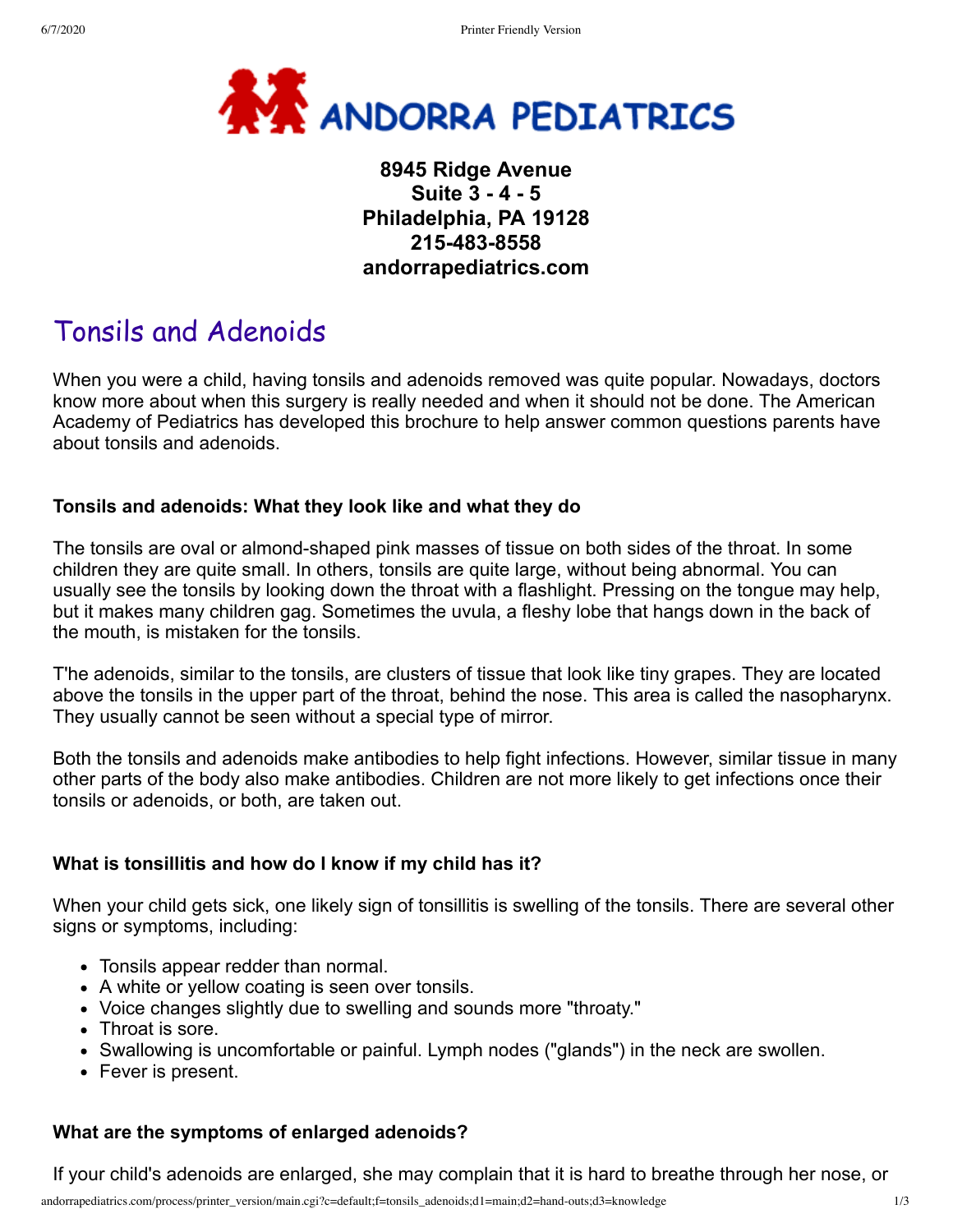**ANDORRA PEDIATRICS**

**8945 Ridge Avenue**
**Suite 3 - 4 - 5**
**Philadelphia, PA 19128**
**215-483-8558**
**andorrapediatrics.com**

# Tonsils and Adenoids

When you were a child, having tonsils and adenoids removed was quite popular. Nowadays, doctors know more about when this surgery is really needed and when it should not be done. The American Academy of Pediatrics has developed this brochure to help answer common questions parents have about tonsils and adenoids.

### Tonsils and adenoids: What they look like and what they do

The tonsils are oval or almond-shaped pink masses of tissue on both sides of the throat. In some children they are quite small. In others, tonsils are quite large, without being abnormal. You can usually see the tonsils by looking down the throat with a flashlight. Pressing on the tongue may help, but it makes many children gag. Sometimes the uvula, a fleshy lobe that hangs down in the back of the mouth, is mistaken for the tonsils.

T'he adenoids, similar to the tonsils, are clusters of tissue that look like tiny grapes. They are located above the tonsils in the upper part of the throat, behind the nose. This area is called the nasopharynx. They usually cannot be seen without a special type of mirror.

Both the tonsils and adenoids make antibodies to help fight infections. However, similar tissue in many other parts of the body also make antibodies. Children are not more likely to get infections once their tonsils or adenoids, or both, are taken out.

### What is tonsillitis and how do I know if my child has it?

When your child gets sick, one likely sign of tonsillitis is swelling of the tonsils. There are several other signs or symptoms, including:

- Tonsils appear redder than normal.
- A white or yellow coating is seen over tonsils.
- Voice changes slightly due to swelling and sounds more "throaty."
- Throat is sore.
- Swallowing is uncomfortable or painful. Lymph nodes ("glands") in the neck are swollen.
- Fever is present.

### What are the symptoms of enlarged adenoids?

If your child's adenoids are enlarged, she may complain that it is hard to breathe through her nose, or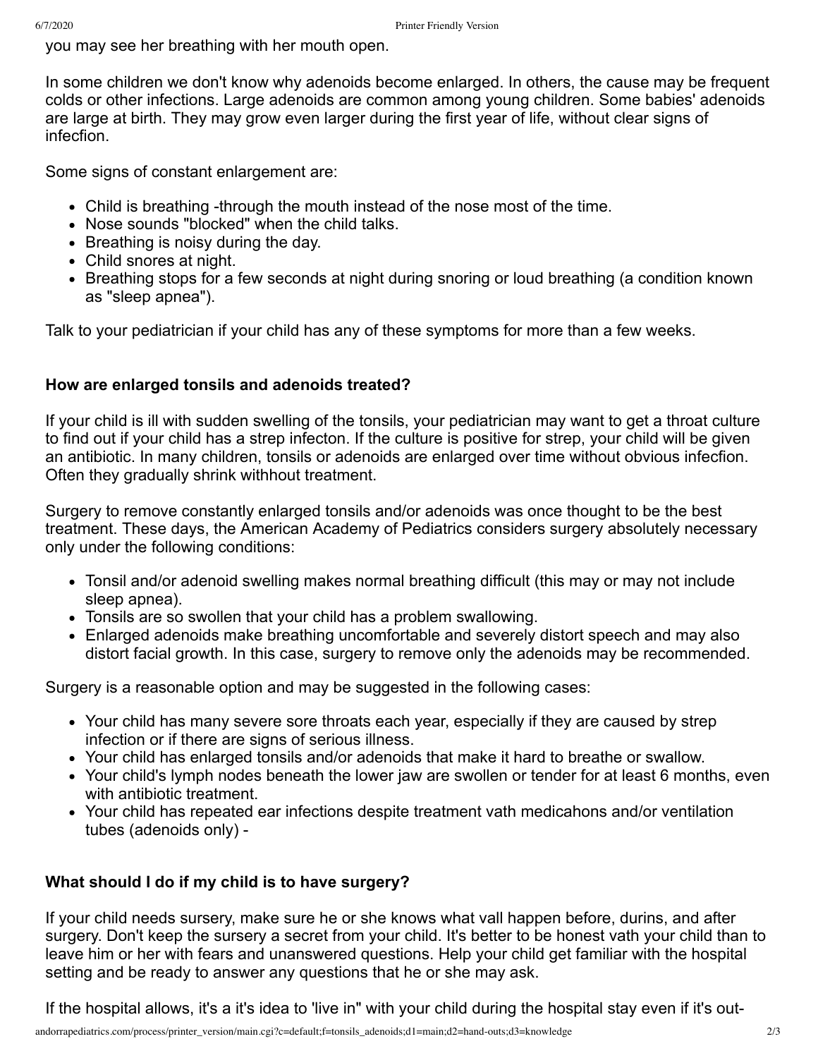you may see her breathing with her mouth open.

In some children we don't know why adenoids become enlarged. In others, the cause may be frequent colds or other infections. Large adenoids are common among young children. Some babies' adenoids are large at birth. They may grow even larger during the first year of life, without clear signs of infecfion.

Some signs of constant enlargement are:

- Child is breathing -through the mouth instead of the nose most of the time.
- Nose sounds "blocked" when the child talks.
- Breathing is noisy during the day.
- Child snores at night.
- Breathing stops for a few seconds at night during snoring or loud breathing (a condition known as "sleep apnea").

Talk to your pediatrician if your child has any of these symptoms for more than a few weeks.

### How are enlarged tonsils and adenoids treated?

If your child is ill with sudden swelling of the tonsils, your pediatrician may want to get a throat culture to find out if your child has a strep infecton. If the culture is positive for strep, your child will be given an antibiotic. In many children, tonsils or adenoids are enlarged over time without obvious infecfion. Often they gradually shrink withhout treatment.

Surgery to remove constantly enlarged tonsils and/or adenoids was once thought to be the best treatment. These days, the American Academy of Pediatrics considers surgery absolutely necessary only under the following conditions:

- Tonsil and/or adenoid swelling makes normal breathing difficult (this may or may not include sleep apnea).
- Tonsils are so swollen that your child has a problem swallowing.
- Enlarged adenoids make breathing uncomfortable and severely distort speech and may also distort facial growth. In this case, surgery to remove only the adenoids may be recommended.

Surgery is a reasonable option and may be suggested in the following cases:

- Your child has many severe sore throats each year, especially if they are caused by strep infection or if there are signs of serious illness.
- Your child has enlarged tonsils and/or adenoids that make it hard to breathe or swallow.
- Your child's lymph nodes beneath the lower jaw are swollen or tender for at least 6 months, even with antibiotic treatment.
- Your child has repeated ear infections despite treatment vath medicahons and/or ventilation tubes (adenoids only) -

### What should I do if my child is to have surgery?

If your child needs sursery, make sure he or she knows what vall happen before, durins, and after surgery. Don't keep the sursery a secret from your child. It's better to be honest vath your child than to leave him or her with fears and unanswered questions. Help your child get familiar with the hospital setting and be ready to answer any questions that he or she may ask.

If the hospital allows, it's a it's idea to 'live in" with your child during the hospital stay even if it's out-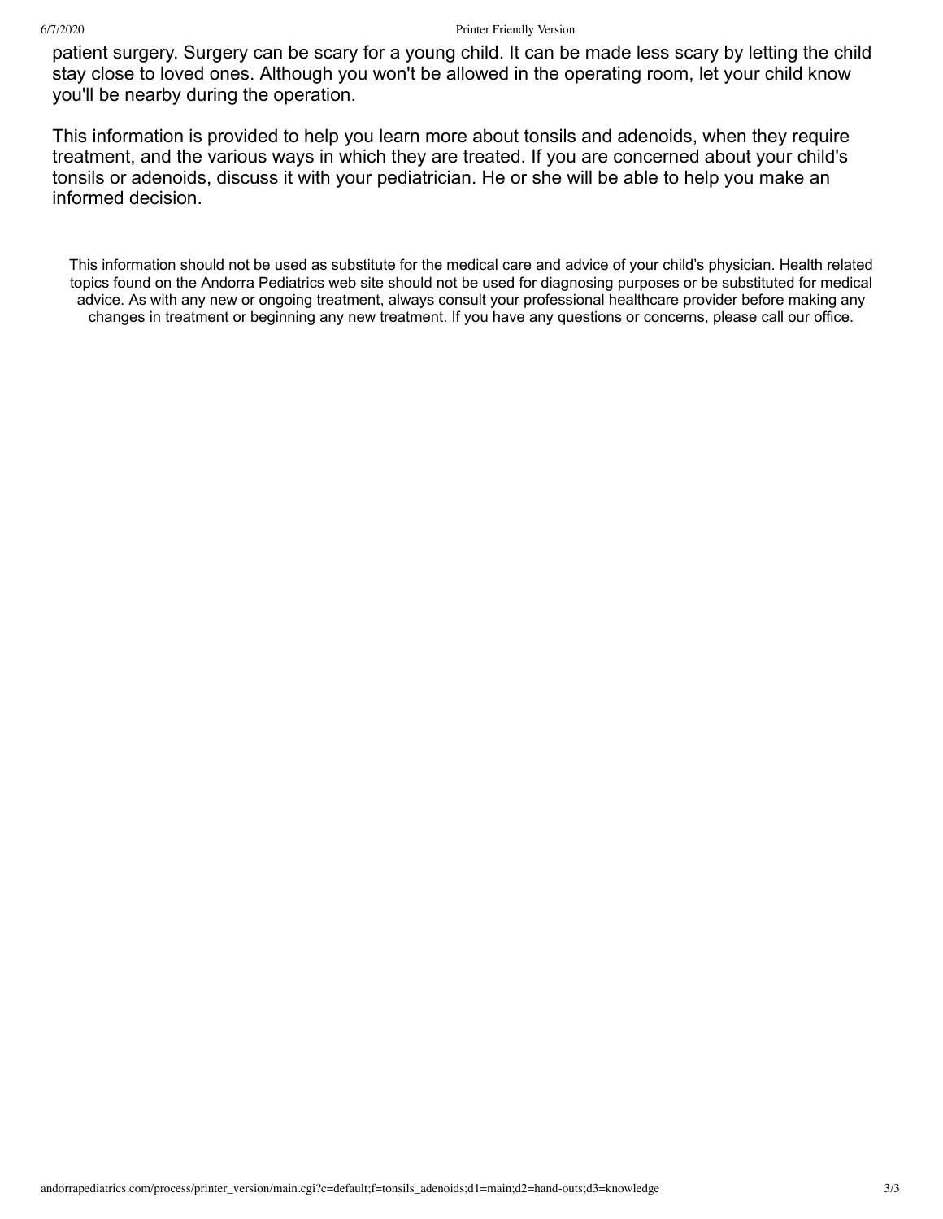patient surgery. Surgery can be scary for a young child. It can be made less scary by letting the child stay close to loved ones. Although you won't be allowed in the operating room, let your child know you'll be nearby during the operation.

This information is provided to help you learn more about tonsils and adenoids, when they require treatment, and the various ways in which they are treated. If you are concerned about your child's tonsils or adenoids, discuss it with your pediatrician. He or she will be able to help you make an informed decision.

This information should not be used as substitute for the medical care and advice of your child's physician. Health related topics found on the Andorra Pediatrics web site should not be used for diagnosing purposes or be substituted for medical advice. As with any new or ongoing treatment, always consult your professional healthcare provider before making any changes in treatment or beginning any new treatment. If you have any questions or concerns, please call our office.